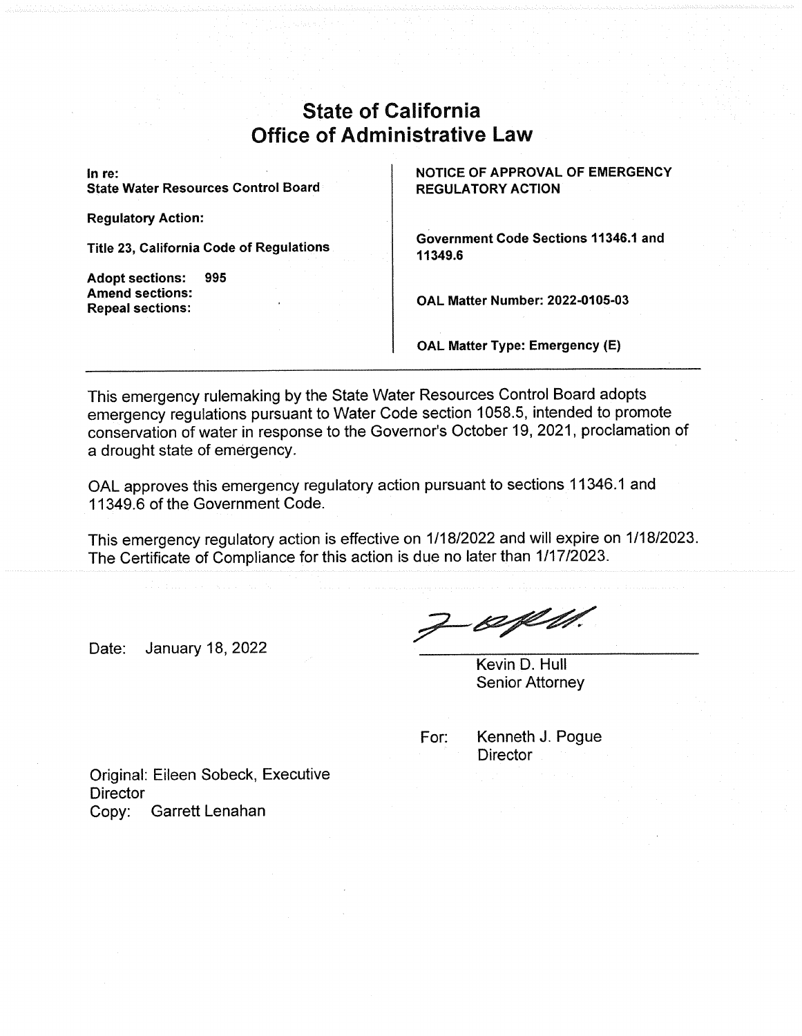# State of California
# Office of Administrative Law

| | |
|---|---|
| **In re:**<br>**State Water Resources Control Board** | **NOTICE OF APPROVAL OF EMERGENCY REGULATORY ACTION** |
| **Regulatory Action:** | |
| **Title 23, California Code of Regulations** | **Government Code Sections 11346.1 and 11349.6** |
| **Adopt sections: 995**<br>**Amend sections:**<br>**Repeal sections:** | **OAL Matter Number: 2022-0105-03** |
| | **OAL Matter Type: Emergency (E)** |

---

This emergency rulemaking by the State Water Resources Control Board adopts emergency regulations pursuant to Water Code section 1058.5, intended to promote conservation of water in response to the Governor's October 19, 2021, proclamation of a drought state of emergency.

OAL approves this emergency regulatory action pursuant to sections 11346.1 and 11349.6 of the Government Code.

This emergency regulatory action is effective on 1/18/2022 and will expire on 1/18/2023. The Certificate of Compliance for this action is due no later than 1/17/2023.

Date: January 18, 2022

Kevin D. Hull
Senior Attorney

For: Kenneth J. Pogue
Director

Original: Eileen Sobeck, Executive Director
Copy: Garrett Lenahan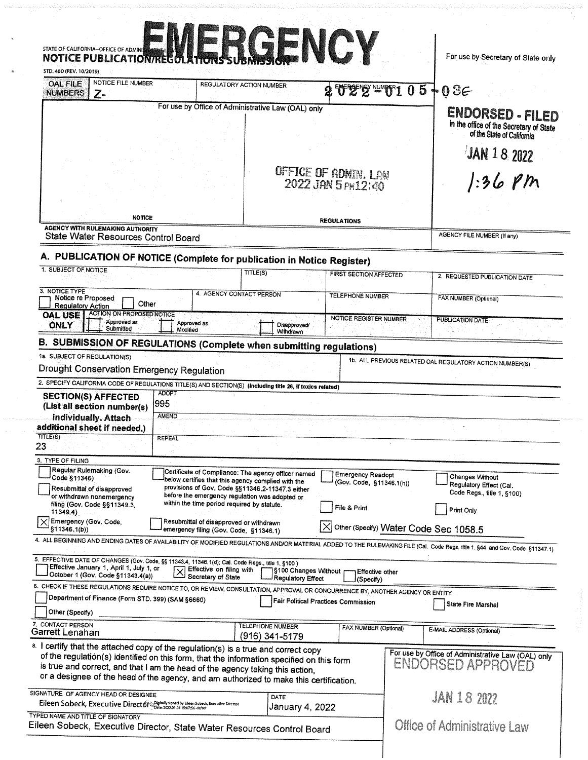# EMERGENCY

STATE OF CALIFORNIA—OFFICE OF ADMINISTRATIVE LAW

**NOTICE PUBLICATION/REGULATIONS SUBMISSION**

STD. 400 (REV. 10/2019)

For use by Secretary of State only

| OAL FILE NUMBERS | NOTICE FILE NUMBER Z- | REGULATORY ACTION NUMBER | EMERGENCY NUMBER 2022-0105-03E |
|---|---|---|---|

For use by Office of Administrative Law (OAL) only

OFFICE OF ADMIN. LAW
2022 JAN 5 PM12:40

NOTICE — REGULATIONS

**ENDORSED - FILED**
in the office of the Secretary of State of the State of California

JAN 18 2022
1:36 PM

AGENCY WITH RULEMAKING AUTHORITY: State Water Resources Control Board

AGENCY FILE NUMBER (If any):

## A. PUBLICATION OF NOTICE (Complete for publication in Notice Register)

| 1. SUBJECT OF NOTICE | TITLE(S) | FIRST SECTION AFFECTED | 2. REQUESTED PUBLICATION DATE |
|---|---|---|---|
| | | | |

| 3. NOTICE TYPE | 4. AGENCY CONTACT PERSON | TELEPHONE NUMBER | FAX NUMBER (Optional) |
|---|---|---|---|
| ☐ Notice re Proposed Regulatory Action ☐ Other | | | |

| OAL USE ONLY | ACTION ON PROPOSED NOTICE: ☐ Approved as Submitted ☐ Approved as Modified ☐ Disapproved/Withdrawn | NOTICE REGISTER NUMBER | PUBLICATION DATE |
|---|---|---|---|

## B. SUBMISSION OF REGULATIONS (Complete when submitting regulations)

1a. SUBJECT OF REGULATION(S): Drought Conservation Emergency Regulation

1b. ALL PREVIOUS RELATED OAL REGULATORY ACTION NUMBER(S):

2. SPECIFY CALIFORNIA CODE OF REGULATIONS TITLE(S) AND SECTION(S) (Including title 26, if toxics related)

| SECTION(S) AFFECTED (List all section number(s) individually. Attach additional sheet if needed.) | ADOPT: 995 |
|---|---|
| | AMEND: |
| TITLE(S): 23 | REPEAL: |

3. TYPE OF FILING

- ☐ Regular Rulemaking (Gov. Code §11346)
- ☐ Resubmittal of disapproved or withdrawn nonemergency filing (Gov. Code §§11349.3, 11349.4)
- ☒ Emergency (Gov. Code, §11346.1(b))
- ☐ Certificate of Compliance: The agency officer named below certifies that this agency complied with the provisions of Gov. Code §§11346.2-11347.3 either before the emergency regulation was adopted or within the time period required by statute.
- ☐ Resubmittal of disapproved or withdrawn emergency filing (Gov. Code, §11346.1)
- ☐ Emergency Readopt (Gov. Code, §11346.1(h))
- ☐ File & Print
- ☒ Other (Specify) Water Code Sec 1058.5
- ☐ Changes Without Regulatory Effect (Cal. Code Regs., title 1, §100)
- ☐ Print Only

4. ALL BEGINNING AND ENDING DATES OF AVAILABILITY OF MODIFIED REGULATIONS AND/OR MATERIAL ADDED TO THE RULEMAKING FILE (Cal. Code Regs. title 1, §44 and Gov. Code §11347.1)

5. EFFECTIVE DATE OF CHANGES (Gov. Code, §§ 11343.4, 11346.1(d); Cal. Code Regs., title 1, §100)

- ☐ Effective January 1, April 1, July 1, or October 1 (Gov. Code §11343.4(a))
- ☒ Effective on filing with Secretary of State
- ☐ §100 Changes Without Regulatory Effect
- ☐ Effective other (Specify)

6. CHECK IF THESE REGULATIONS REQUIRE NOTICE TO, OR REVIEW, CONSULTATION, APPROVAL OR CONCURRENCE BY, ANOTHER AGENCY OR ENTITY

- ☐ Department of Finance (Form STD. 399) (SAM §6660)
- ☐ Fair Political Practices Commission
- ☐ State Fire Marshal
- ☐ Other (Specify)

| 7. CONTACT PERSON | TELEPHONE NUMBER | FAX NUMBER (Optional) | E-MAIL ADDRESS (Optional) |
|---|---|---|---|
| Garrett Lenahan | (916) 341-5179 | | |

8. I certify that the attached copy of the regulation(s) is a true and correct copy of the regulation(s) identified on this form, that the information specified on this form is true and correct, and that I am the head of the agency taking this action, or a designee of the head of the agency, and am authorized to make this certification.

SIGNATURE OF AGENCY HEAD OR DESIGNEE: Eileen Sobeck, Executive Director (Digitally signed by Eileen Sobeck, Executive Director Date: 2022.01.04 15:07:56 -08'00')

DATE: January 4, 2022

TYPED NAME AND TITLE OF SIGNATORY: Eileen Sobeck, Executive Director, State Water Resources Control Board

For use by Office of Administrative Law (OAL) only

ENDORSED APPROVED

JAN 18 2022

Office of Administrative Law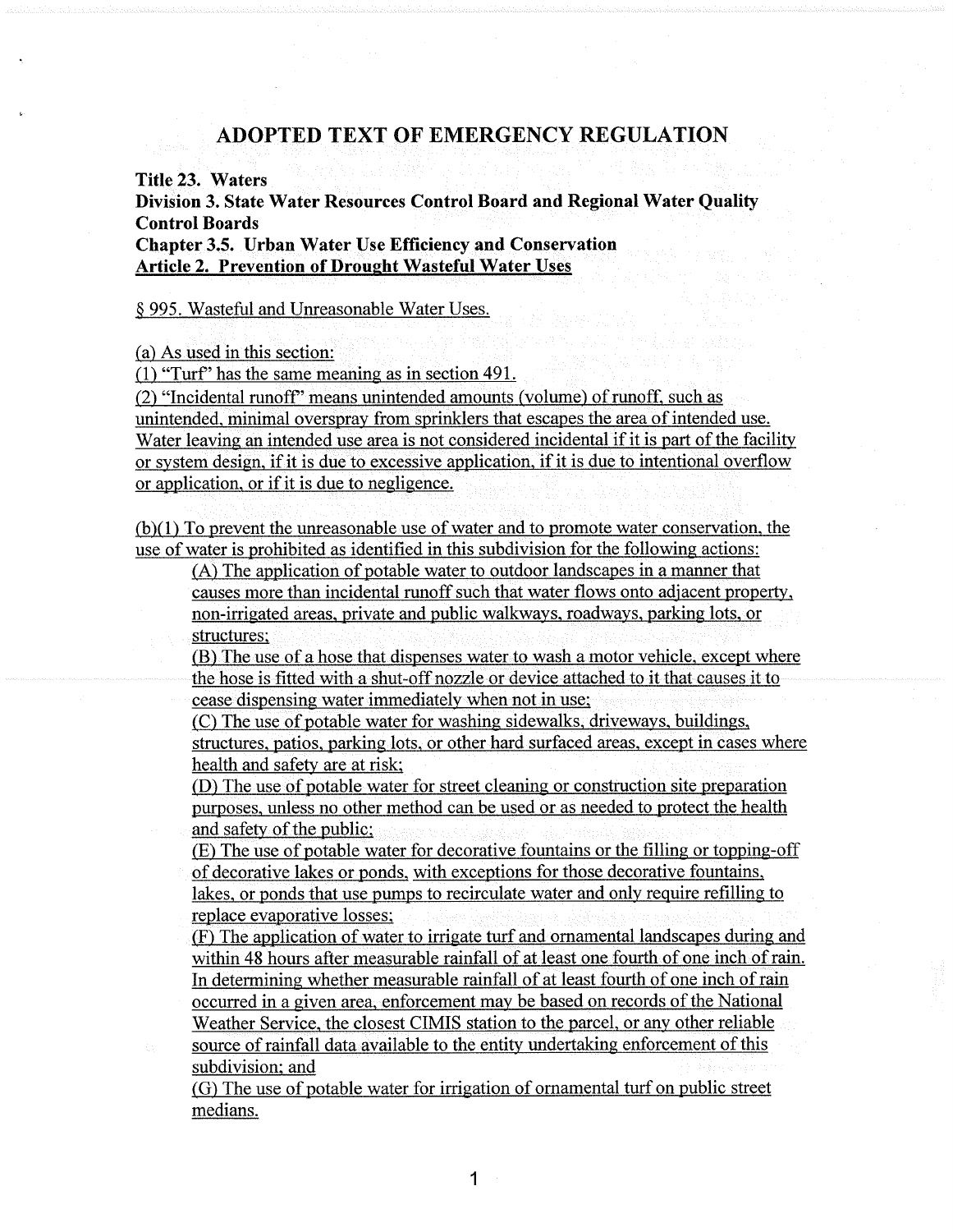# ADOPTED TEXT OF EMERGENCY REGULATION

**Title 23. Waters**
**Division 3. State Water Resources Control Board and Regional Water Quality Control Boards**
**Chapter 3.5. Urban Water Use Efficiency and Conservation**
**Article 2. Prevention of Drought Wasteful Water Uses**

§ 995. Wasteful and Unreasonable Water Uses.

(a) As used in this section:

(1) "Turf" has the same meaning as in section 491.

(2) "Incidental runoff" means unintended amounts (volume) of runoff, such as unintended, minimal overspray from sprinklers that escapes the area of intended use. Water leaving an intended use area is not considered incidental if it is part of the facility or system design, if it is due to excessive application, if it is due to intentional overflow or application, or if it is due to negligence.

(b)(1) To prevent the unreasonable use of water and to promote water conservation, the use of water is prohibited as identified in this subdivision for the following actions:

(A) The application of potable water to outdoor landscapes in a manner that causes more than incidental runoff such that water flows onto adjacent property, non-irrigated areas, private and public walkways, roadways, parking lots, or structures;

(B) The use of a hose that dispenses water to wash a motor vehicle, except where the hose is fitted with a shut-off nozzle or device attached to it that causes it to cease dispensing water immediately when not in use;

(C) The use of potable water for washing sidewalks, driveways, buildings, structures, patios, parking lots, or other hard surfaced areas, except in cases where health and safety are at risk;

(D) The use of potable water for street cleaning or construction site preparation purposes, unless no other method can be used or as needed to protect the health and safety of the public;

(E) The use of potable water for decorative fountains or the filling or topping-off of decorative lakes or ponds, with exceptions for those decorative fountains, lakes, or ponds that use pumps to recirculate water and only require refilling to replace evaporative losses;

(F) The application of water to irrigate turf and ornamental landscapes during and within 48 hours after measurable rainfall of at least one fourth of one inch of rain. In determining whether measurable rainfall of at least fourth of one inch of rain occurred in a given area, enforcement may be based on records of the National Weather Service, the closest CIMIS station to the parcel, or any other reliable source of rainfall data available to the entity undertaking enforcement of this subdivision; and

(G) The use of potable water for irrigation of ornamental turf on public street medians.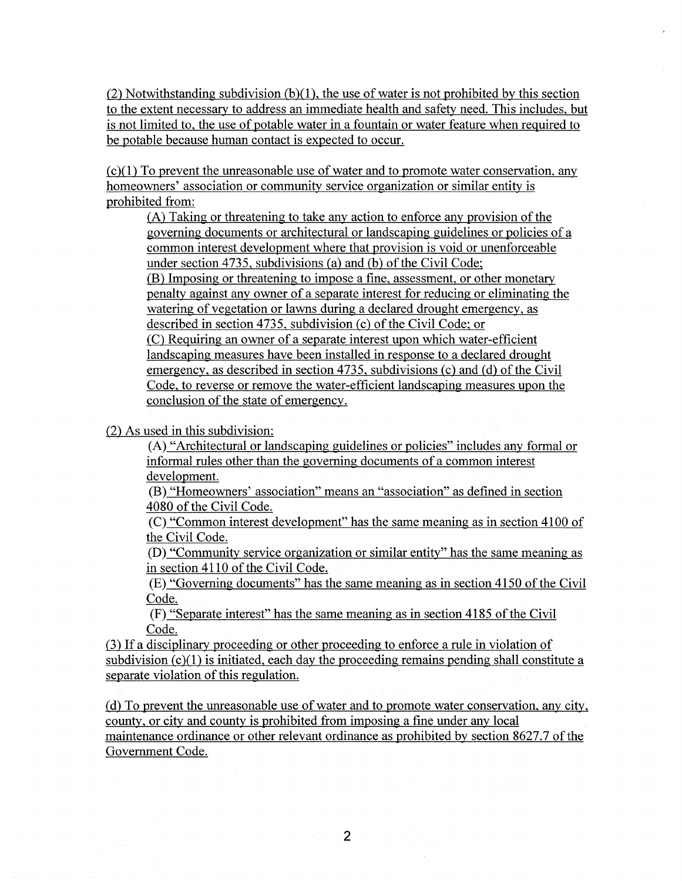(2) Notwithstanding subdivision (b)(1), the use of water is not prohibited by this section to the extent necessary to address an immediate health and safety need. This includes, but is not limited to, the use of potable water in a fountain or water feature when required to be potable because human contact is expected to occur.

(c)(1) To prevent the unreasonable use of water and to promote water conservation, any homeowners' association or community service organization or similar entity is prohibited from:

(A) Taking or threatening to take any action to enforce any provision of the governing documents or architectural or landscaping guidelines or policies of a common interest development where that provision is void or unenforceable under section 4735, subdivisions (a) and (b) of the Civil Code;

(B) Imposing or threatening to impose a fine, assessment, or other monetary penalty against any owner of a separate interest for reducing or eliminating the watering of vegetation or lawns during a declared drought emergency, as described in section 4735, subdivision (c) of the Civil Code; or

(C) Requiring an owner of a separate interest upon which water-efficient landscaping measures have been installed in response to a declared drought emergency, as described in section 4735, subdivisions (c) and (d) of the Civil Code, to reverse or remove the water-efficient landscaping measures upon the conclusion of the state of emergency.

(2) As used in this subdivision:

(A) "Architectural or landscaping guidelines or policies" includes any formal or informal rules other than the governing documents of a common interest development.

(B) "Homeowners' association" means an "association" as defined in section 4080 of the Civil Code.

(C) "Common interest development" has the same meaning as in section 4100 of the Civil Code.

(D) "Community service organization or similar entity" has the same meaning as in section 4110 of the Civil Code.

(E) "Governing documents" has the same meaning as in section 4150 of the Civil Code.

(F) "Separate interest" has the same meaning as in section 4185 of the Civil Code.

(3) If a disciplinary proceeding or other proceeding to enforce a rule in violation of subdivision (c)(1) is initiated, each day the proceeding remains pending shall constitute a separate violation of this regulation.

(d) To prevent the unreasonable use of water and to promote water conservation, any city, county, or city and county is prohibited from imposing a fine under any local maintenance ordinance or other relevant ordinance as prohibited by section 8627.7 of the Government Code.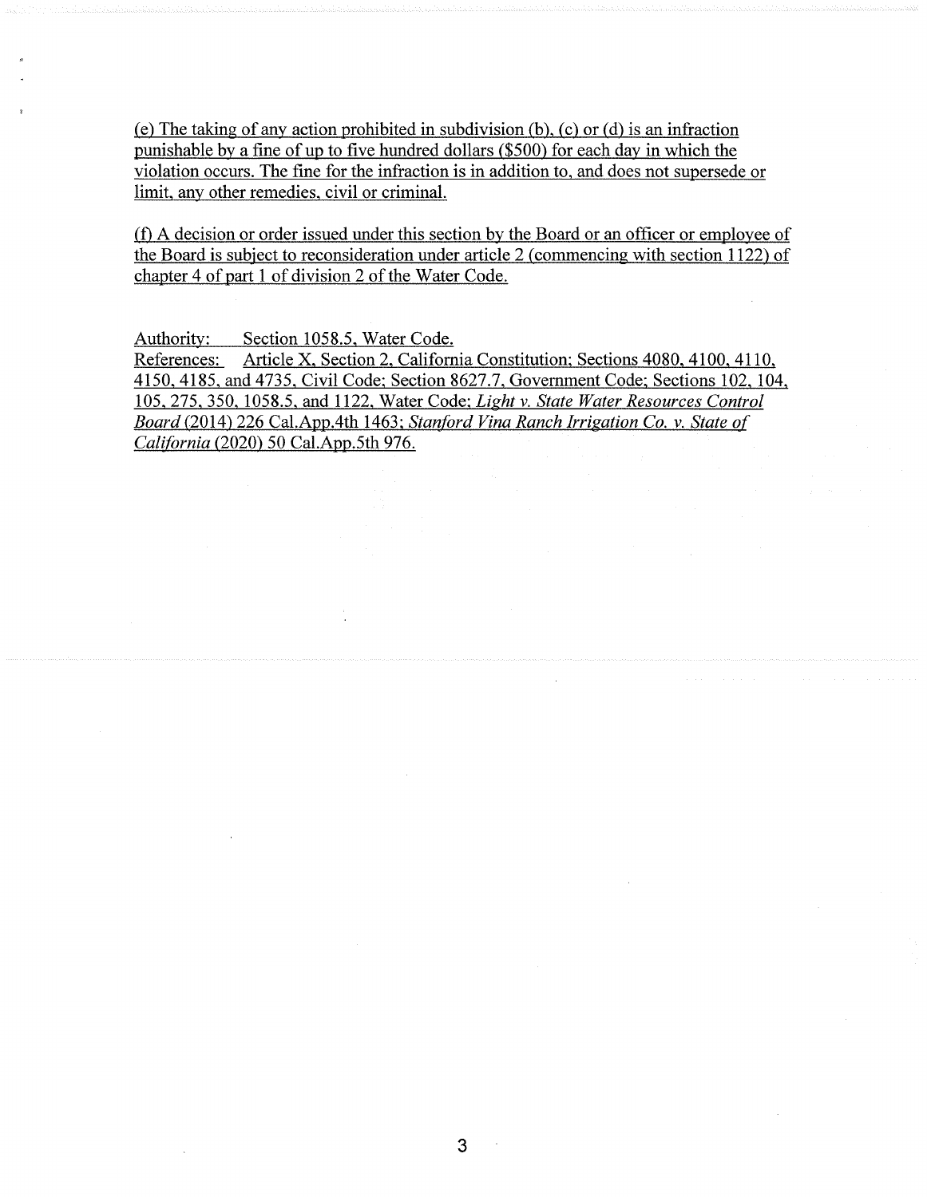(e) The taking of any action prohibited in subdivision (b), (c) or (d) is an infraction punishable by a fine of up to five hundred dollars ($500) for each day in which the violation occurs. The fine for the infraction is in addition to, and does not supersede or limit, any other remedies, civil or criminal.

(f) A decision or order issued under this section by the Board or an officer or employee of the Board is subject to reconsideration under article 2 (commencing with section 1122) of chapter 4 of part 1 of division 2 of the Water Code.

Authority: Section 1058.5, Water Code.
References: Article X, Section 2, California Constitution; Sections 4080, 4100, 4110, 4150, 4185, and 4735, Civil Code; Section 8627.7, Government Code; Sections 102, 104, 105, 275, 350, 1058.5, and 1122, Water Code; *Light v. State Water Resources Control Board* (2014) 226 Cal.App.4th 1463; *Stanford Vina Ranch Irrigation Co. v. State of California* (2020) 50 Cal.App.5th 976.